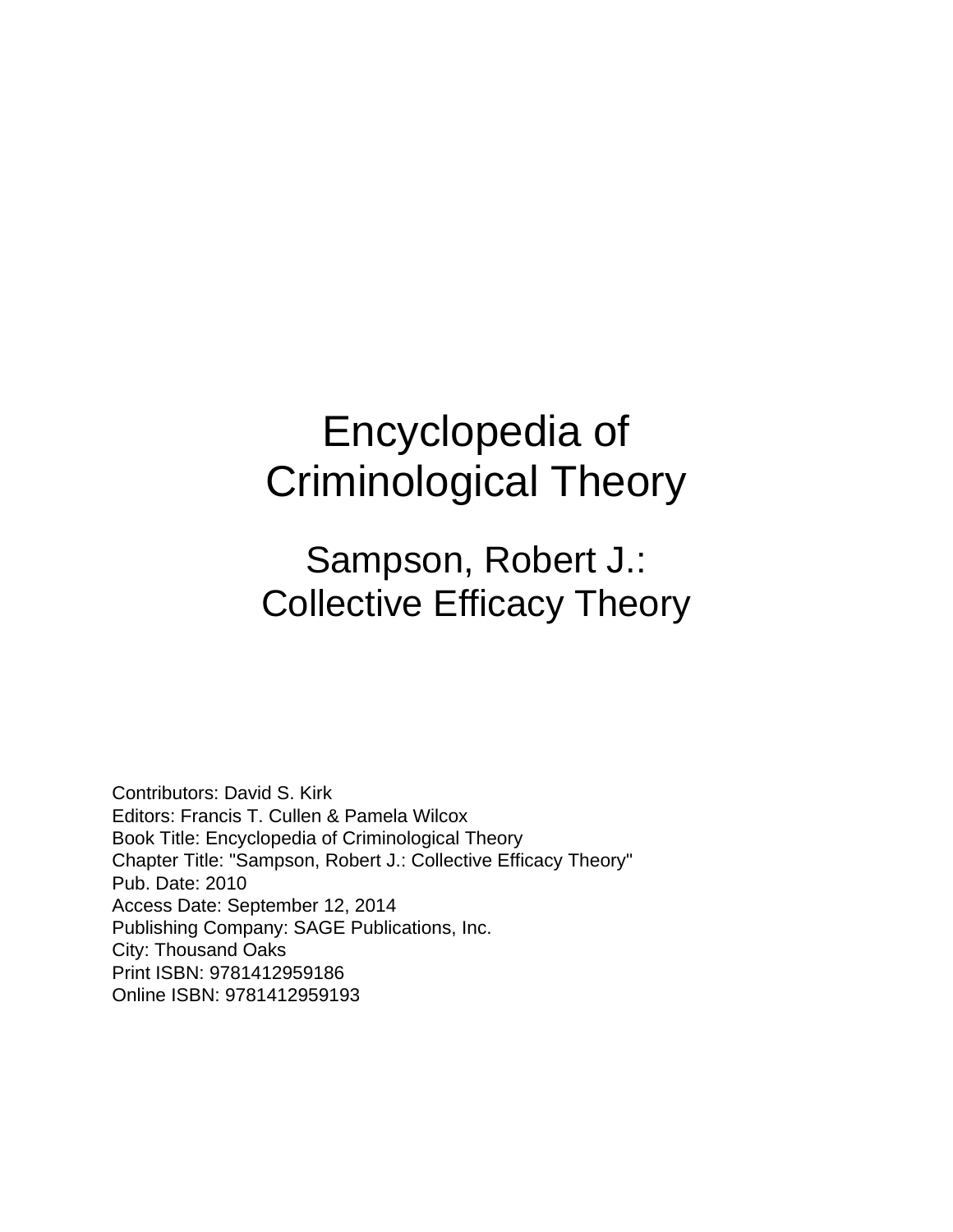# Encyclopedia of Criminological Theory

## Sampson, Robert J.: Collective Efficacy Theory

Contributors: David S. Kirk
Editors: Francis T. Cullen & Pamela Wilcox
Book Title: Encyclopedia of Criminological Theory
Chapter Title: "Sampson, Robert J.: Collective Efficacy Theory"
Pub. Date: 2010
Access Date: September 12, 2014
Publishing Company: SAGE Publications, Inc.
City: Thousand Oaks
Print ISBN: 9781412959186
Online ISBN: 9781412959193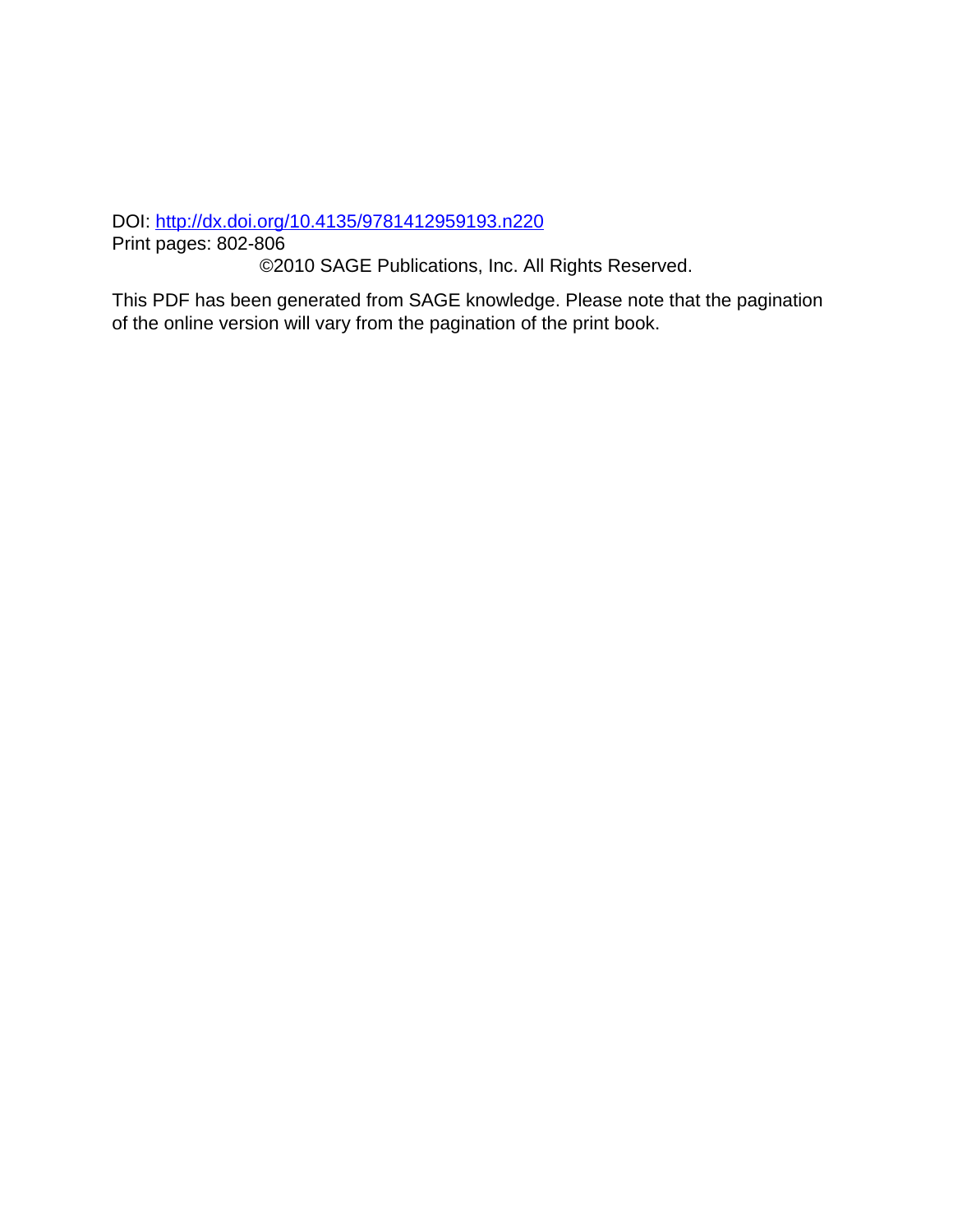DOI: http://dx.doi.org/10.4135/9781412959193.n220

Print pages: 802-806

©2010 SAGE Publications, Inc. All Rights Reserved.

This PDF has been generated from SAGE knowledge. Please note that the pagination of the online version will vary from the pagination of the print book.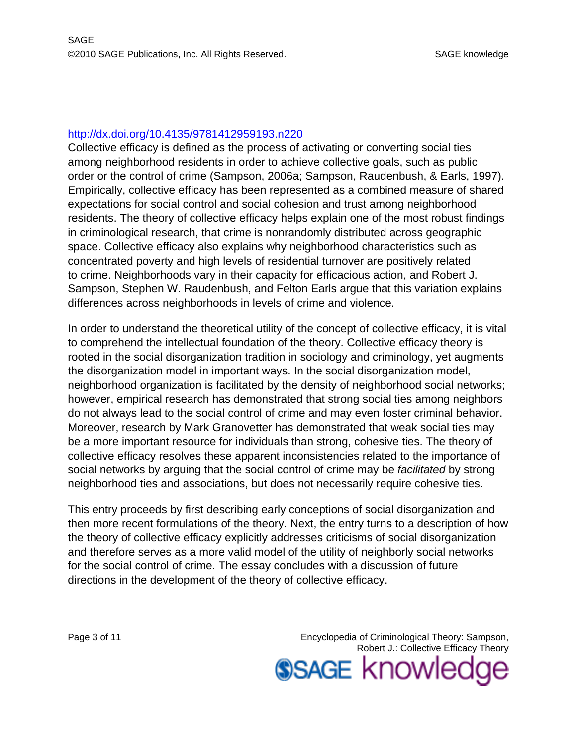http://dx.doi.org/10.4135/9781412959193.n220

Collective efficacy is defined as the process of activating or converting social ties among neighborhood residents in order to achieve collective goals, such as public order or the control of crime (Sampson, 2006a; Sampson, Raudenbush, & Earls, 1997). Empirically, collective efficacy has been represented as a combined measure of shared expectations for social control and social cohesion and trust among neighborhood residents. The theory of collective efficacy helps explain one of the most robust findings in criminological research, that crime is nonrandomly distributed across geographic space. Collective efficacy also explains why neighborhood characteristics such as concentrated poverty and high levels of residential turnover are positively related to crime. Neighborhoods vary in their capacity for efficacious action, and Robert J. Sampson, Stephen W. Raudenbush, and Felton Earls argue that this variation explains differences across neighborhoods in levels of crime and violence.

In order to understand the theoretical utility of the concept of collective efficacy, it is vital to comprehend the intellectual foundation of the theory. Collective efficacy theory is rooted in the social disorganization tradition in sociology and criminology, yet augments the disorganization model in important ways. In the social disorganization model, neighborhood organization is facilitated by the density of neighborhood social networks; however, empirical research has demonstrated that strong social ties among neighbors do not always lead to the social control of crime and may even foster criminal behavior. Moreover, research by Mark Granovetter has demonstrated that weak social ties may be a more important resource for individuals than strong, cohesive ties. The theory of collective efficacy resolves these apparent inconsistencies related to the importance of social networks by arguing that the social control of crime may be *facilitated* by strong neighborhood ties and associations, but does not necessarily require cohesive ties.

This entry proceeds by first describing early conceptions of social disorganization and then more recent formulations of the theory. Next, the entry turns to a description of how the theory of collective efficacy explicitly addresses criticisms of social disorganization and therefore serves as a more valid model of the utility of neighborly social networks for the social control of crime. The essay concludes with a discussion of future directions in the development of the theory of collective efficacy.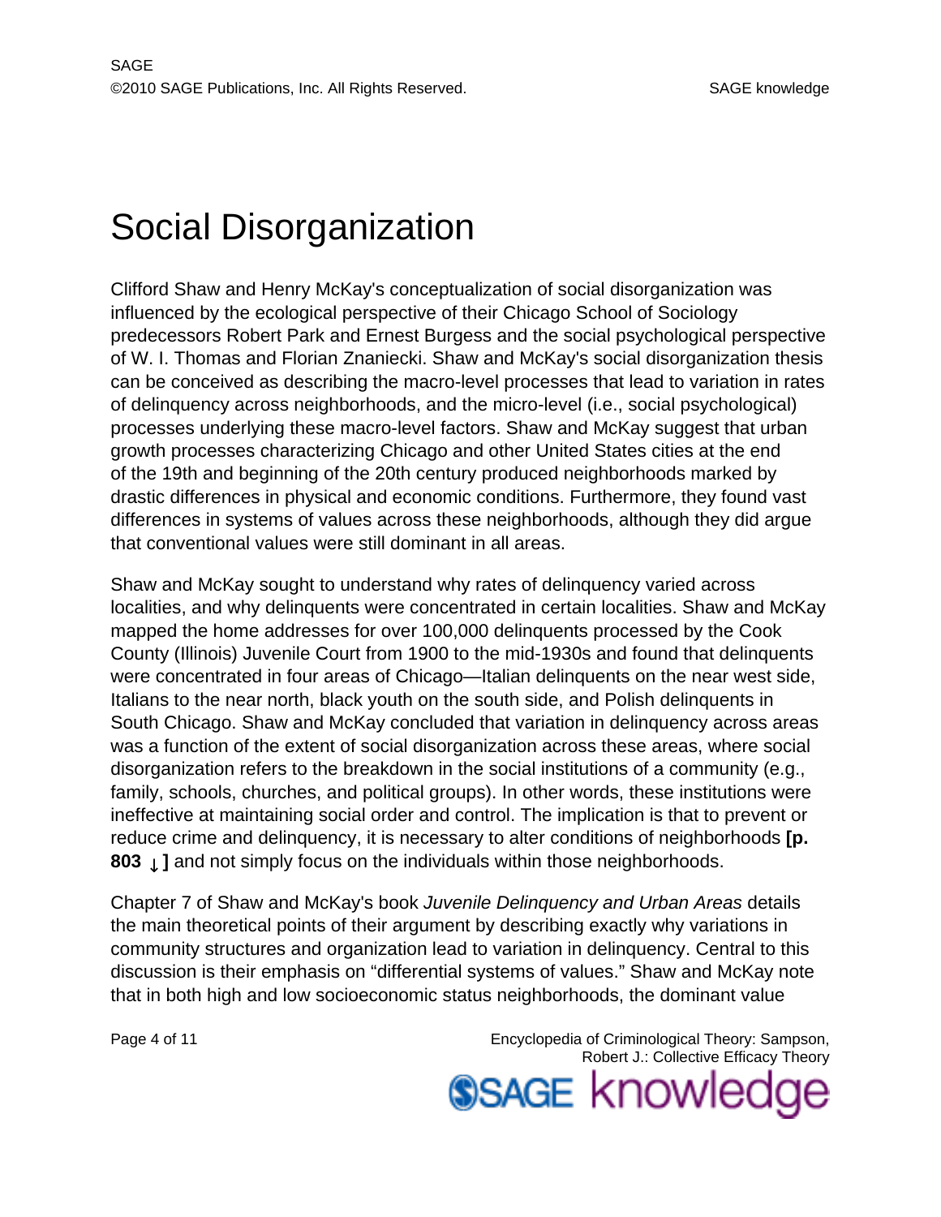# Social Disorganization

Clifford Shaw and Henry McKay's conceptualization of social disorganization was influenced by the ecological perspective of their Chicago School of Sociology predecessors Robert Park and Ernest Burgess and the social psychological perspective of W. I. Thomas and Florian Znaniecki. Shaw and McKay's social disorganization thesis can be conceived as describing the macro-level processes that lead to variation in rates of delinquency across neighborhoods, and the micro-level (i.e., social psychological) processes underlying these macro-level factors. Shaw and McKay suggest that urban growth processes characterizing Chicago and other United States cities at the end of the 19th and beginning of the 20th century produced neighborhoods marked by drastic differences in physical and economic conditions. Furthermore, they found vast differences in systems of values across these neighborhoods, although they did argue that conventional values were still dominant in all areas.

Shaw and McKay sought to understand why rates of delinquency varied across localities, and why delinquents were concentrated in certain localities. Shaw and McKay mapped the home addresses for over 100,000 delinquents processed by the Cook County (Illinois) Juvenile Court from 1900 to the mid-1930s and found that delinquents were concentrated in four areas of Chicago—Italian delinquents on the near west side, Italians to the near north, black youth on the south side, and Polish delinquents in South Chicago. Shaw and McKay concluded that variation in delinquency across areas was a function of the extent of social disorganization across these areas, where social disorganization refers to the breakdown in the social institutions of a community (e.g., family, schools, churches, and political groups). In other words, these institutions were ineffective at maintaining social order and control. The implication is that to prevent or reduce crime and delinquency, it is necessary to alter conditions of neighborhoods **[p. 803 ↓ ]** and not simply focus on the individuals within those neighborhoods.

Chapter 7 of Shaw and McKay's book *Juvenile Delinquency and Urban Areas* details the main theoretical points of their argument by describing exactly why variations in community structures and organization lead to variation in delinquency. Central to this discussion is their emphasis on "differential systems of values." Shaw and McKay note that in both high and low socioeconomic status neighborhoods, the dominant value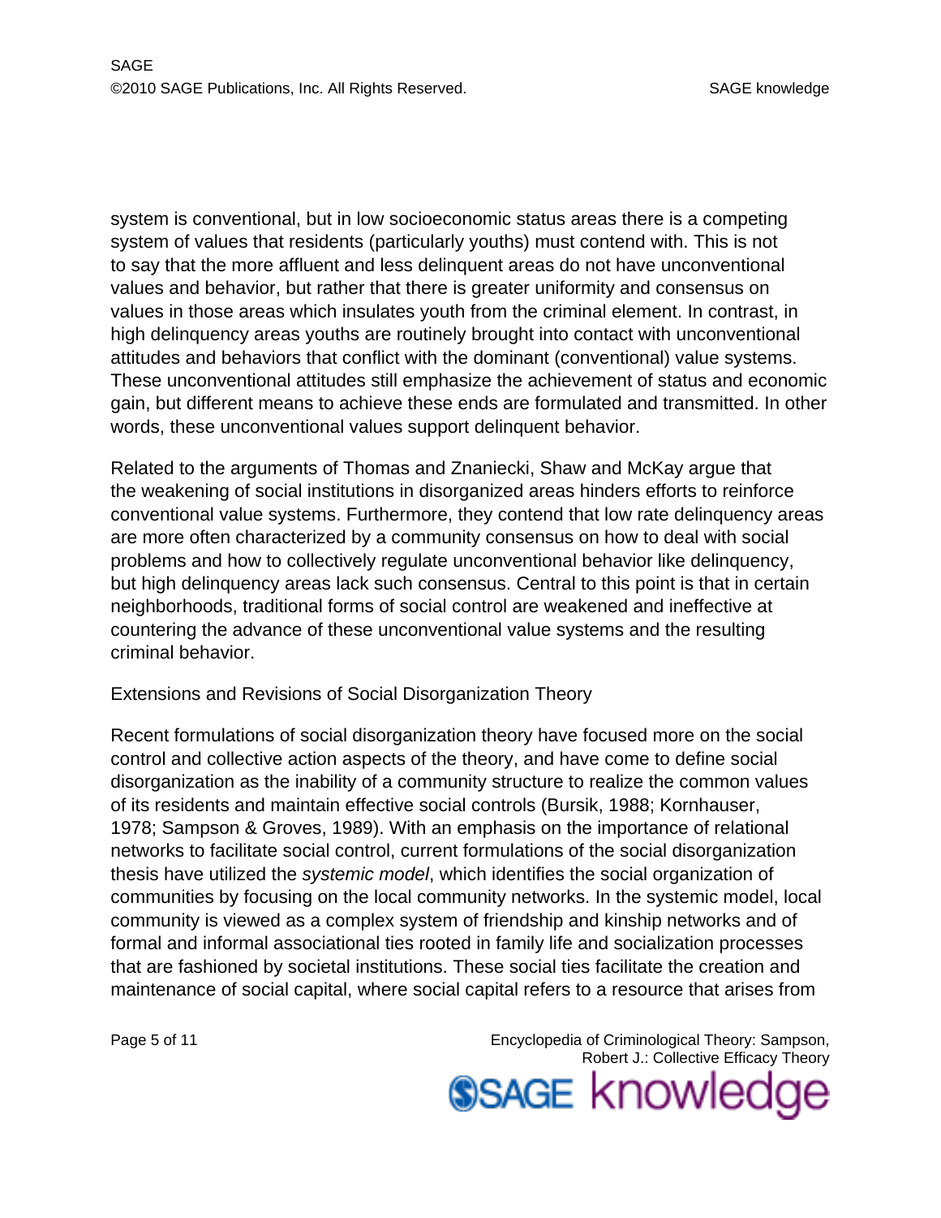system is conventional, but in low socioeconomic status areas there is a competing system of values that residents (particularly youths) must contend with. This is not to say that the more affluent and less delinquent areas do not have unconventional values and behavior, but rather that there is greater uniformity and consensus on values in those areas which insulates youth from the criminal element. In contrast, in high delinquency areas youths are routinely brought into contact with unconventional attitudes and behaviors that conflict with the dominant (conventional) value systems. These unconventional attitudes still emphasize the achievement of status and economic gain, but different means to achieve these ends are formulated and transmitted. In other words, these unconventional values support delinquent behavior.

Related to the arguments of Thomas and Znaniecki, Shaw and McKay argue that the weakening of social institutions in disorganized areas hinders efforts to reinforce conventional value systems. Furthermore, they contend that low rate delinquency areas are more often characterized by a community consensus on how to deal with social problems and how to collectively regulate unconventional behavior like delinquency, but high delinquency areas lack such consensus. Central to this point is that in certain neighborhoods, traditional forms of social control are weakened and ineffective at countering the advance of these unconventional value systems and the resulting criminal behavior.

## Extensions and Revisions of Social Disorganization Theory

Recent formulations of social disorganization theory have focused more on the social control and collective action aspects of the theory, and have come to define social disorganization as the inability of a community structure to realize the common values of its residents and maintain effective social controls (Bursik, 1988; Kornhauser, 1978; Sampson & Groves, 1989). With an emphasis on the importance of relational networks to facilitate social control, current formulations of the social disorganization thesis have utilized the *systemic model*, which identifies the social organization of communities by focusing on the local community networks. In the systemic model, local community is viewed as a complex system of friendship and kinship networks and of formal and informal associational ties rooted in family life and socialization processes that are fashioned by societal institutions. These social ties facilitate the creation and maintenance of social capital, where social capital refers to a resource that arises from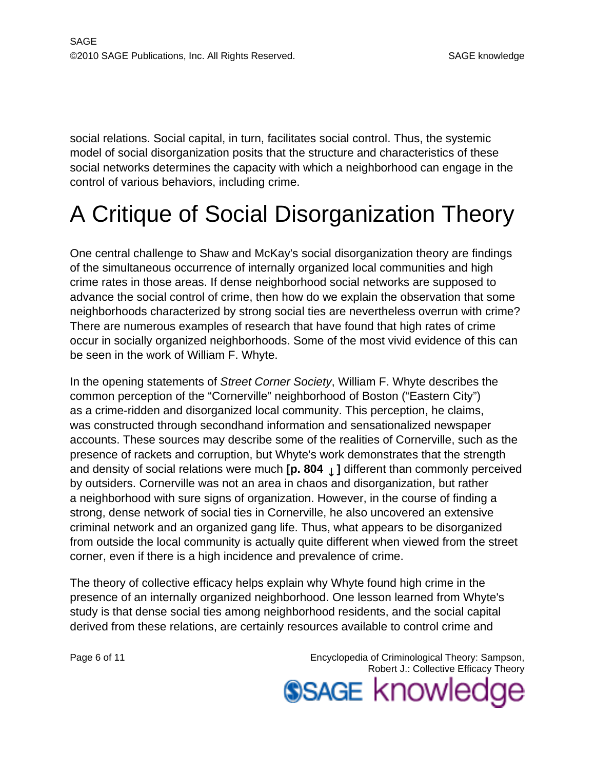social relations. Social capital, in turn, facilitates social control. Thus, the systemic model of social disorganization posits that the structure and characteristics of these social networks determines the capacity with which a neighborhood can engage in the control of various behaviors, including crime.

# A Critique of Social Disorganization Theory

One central challenge to Shaw and McKay's social disorganization theory are findings of the simultaneous occurrence of internally organized local communities and high crime rates in those areas. If dense neighborhood social networks are supposed to advance the social control of crime, then how do we explain the observation that some neighborhoods characterized by strong social ties are nevertheless overrun with crime? There are numerous examples of research that have found that high rates of crime occur in socially organized neighborhoods. Some of the most vivid evidence of this can be seen in the work of William F. Whyte.

In the opening statements of *Street Corner Society*, William F. Whyte describes the common perception of the "Cornerville" neighborhood of Boston ("Eastern City") as a crime-ridden and disorganized local community. This perception, he claims, was constructed through secondhand information and sensationalized newspaper accounts. These sources may describe some of the realities of Cornerville, such as the presence of rackets and corruption, but Whyte's work demonstrates that the strength and density of social relations were much **[p. 804 ↓ ]** different than commonly perceived by outsiders. Cornerville was not an area in chaos and disorganization, but rather a neighborhood with sure signs of organization. However, in the course of finding a strong, dense network of social ties in Cornerville, he also uncovered an extensive criminal network and an organized gang life. Thus, what appears to be disorganized from outside the local community is actually quite different when viewed from the street corner, even if there is a high incidence and prevalence of crime.

The theory of collective efficacy helps explain why Whyte found high crime in the presence of an internally organized neighborhood. One lesson learned from Whyte's study is that dense social ties among neighborhood residents, and the social capital derived from these relations, are certainly resources available to control crime and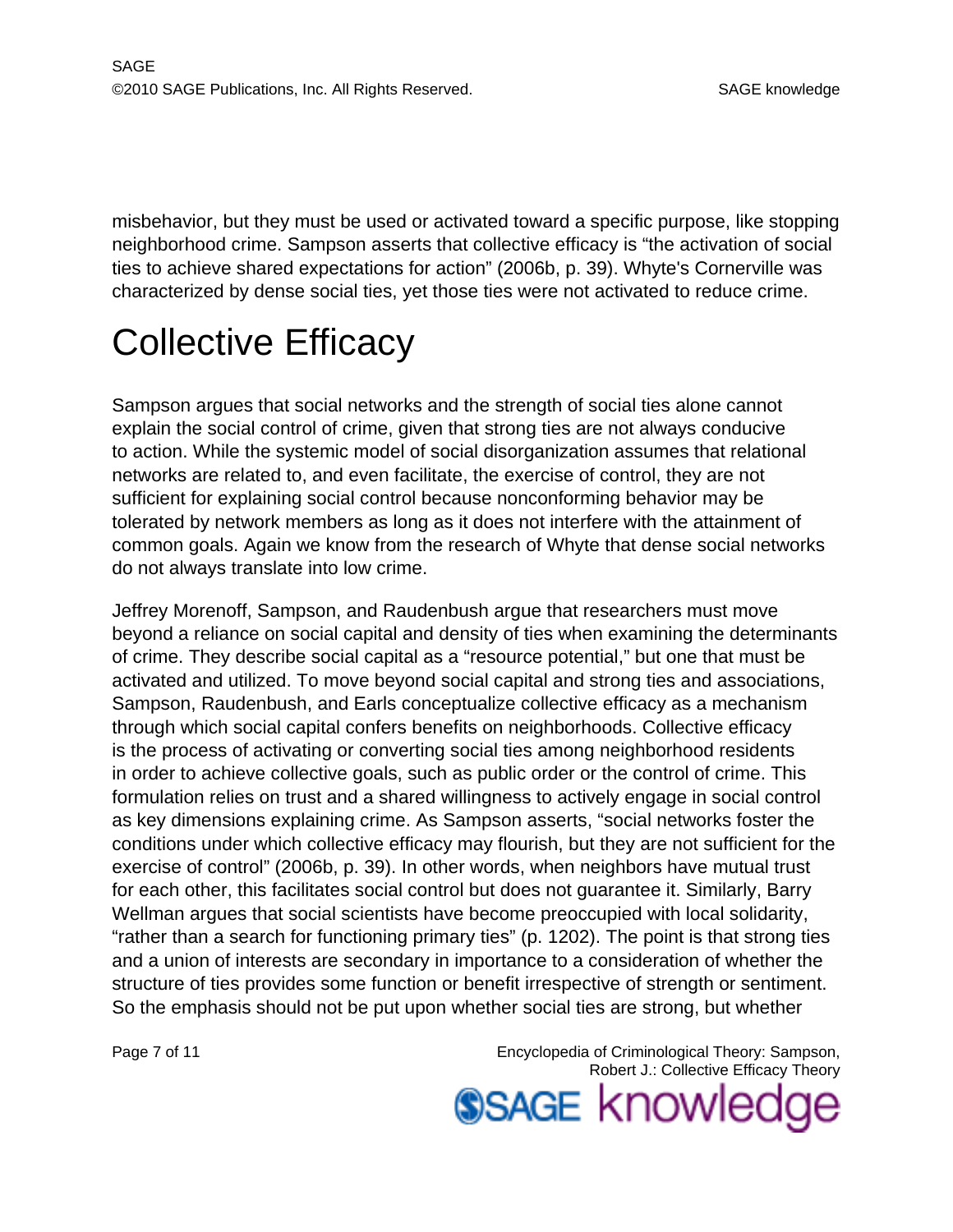misbehavior, but they must be used or activated toward a specific purpose, like stopping neighborhood crime. Sampson asserts that collective efficacy is "the activation of social ties to achieve shared expectations for action" (2006b, p. 39). Whyte's Cornerville was characterized by dense social ties, yet those ties were not activated to reduce crime.

# Collective Efficacy

Sampson argues that social networks and the strength of social ties alone cannot explain the social control of crime, given that strong ties are not always conducive to action. While the systemic model of social disorganization assumes that relational networks are related to, and even facilitate, the exercise of control, they are not sufficient for explaining social control because nonconforming behavior may be tolerated by network members as long as it does not interfere with the attainment of common goals. Again we know from the research of Whyte that dense social networks do not always translate into low crime.

Jeffrey Morenoff, Sampson, and Raudenbush argue that researchers must move beyond a reliance on social capital and density of ties when examining the determinants of crime. They describe social capital as a "resource potential," but one that must be activated and utilized. To move beyond social capital and strong ties and associations, Sampson, Raudenbush, and Earls conceptualize collective efficacy as a mechanism through which social capital confers benefits on neighborhoods. Collective efficacy is the process of activating or converting social ties among neighborhood residents in order to achieve collective goals, such as public order or the control of crime. This formulation relies on trust and a shared willingness to actively engage in social control as key dimensions explaining crime. As Sampson asserts, "social networks foster the conditions under which collective efficacy may flourish, but they are not sufficient for the exercise of control" (2006b, p. 39). In other words, when neighbors have mutual trust for each other, this facilitates social control but does not guarantee it. Similarly, Barry Wellman argues that social scientists have become preoccupied with local solidarity, "rather than a search for functioning primary ties" (p. 1202). The point is that strong ties and a union of interests are secondary in importance to a consideration of whether the structure of ties provides some function or benefit irrespective of strength or sentiment. So the emphasis should not be put upon whether social ties are strong, but whether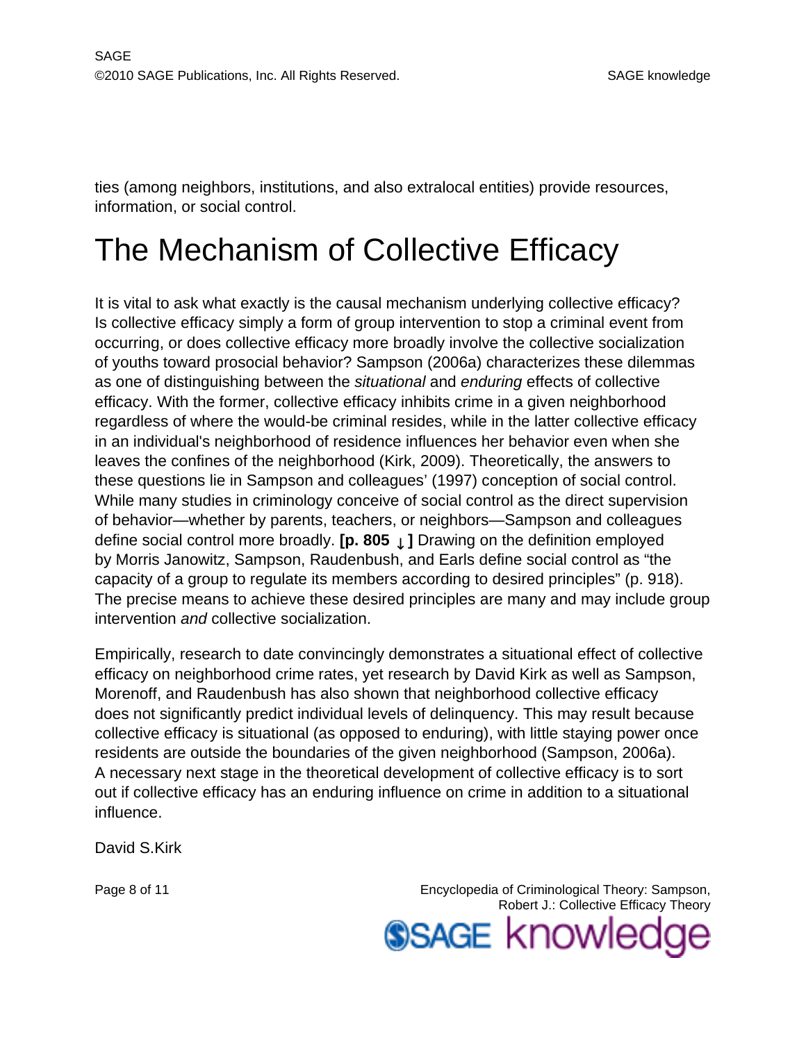ties (among neighbors, institutions, and also extralocal entities) provide resources, information, or social control.

# The Mechanism of Collective Efficacy

It is vital to ask what exactly is the causal mechanism underlying collective efficacy? Is collective efficacy simply a form of group intervention to stop a criminal event from occurring, or does collective efficacy more broadly involve the collective socialization of youths toward prosocial behavior? Sampson (2006a) characterizes these dilemmas as one of distinguishing between the *situational* and *enduring* effects of collective efficacy. With the former, collective efficacy inhibits crime in a given neighborhood regardless of where the would-be criminal resides, while in the latter collective efficacy in an individual's neighborhood of residence influences her behavior even when she leaves the confines of the neighborhood (Kirk, 2009). Theoretically, the answers to these questions lie in Sampson and colleagues' (1997) conception of social control. While many studies in criminology conceive of social control as the direct supervision of behavior—whether by parents, teachers, or neighbors—Sampson and colleagues define social control more broadly. **[p. 805 ↓ ]** Drawing on the definition employed by Morris Janowitz, Sampson, Raudenbush, and Earls define social control as "the capacity of a group to regulate its members according to desired principles" (p. 918). The precise means to achieve these desired principles are many and may include group intervention *and* collective socialization.

Empirically, research to date convincingly demonstrates a situational effect of collective efficacy on neighborhood crime rates, yet research by David Kirk as well as Sampson, Morenoff, and Raudenbush has also shown that neighborhood collective efficacy does not significantly predict individual levels of delinquency. This may result because collective efficacy is situational (as opposed to enduring), with little staying power once residents are outside the boundaries of the given neighborhood (Sampson, 2006a). A necessary next stage in the theoretical development of collective efficacy is to sort out if collective efficacy has an enduring influence on crime in addition to a situational influence.

David S.Kirk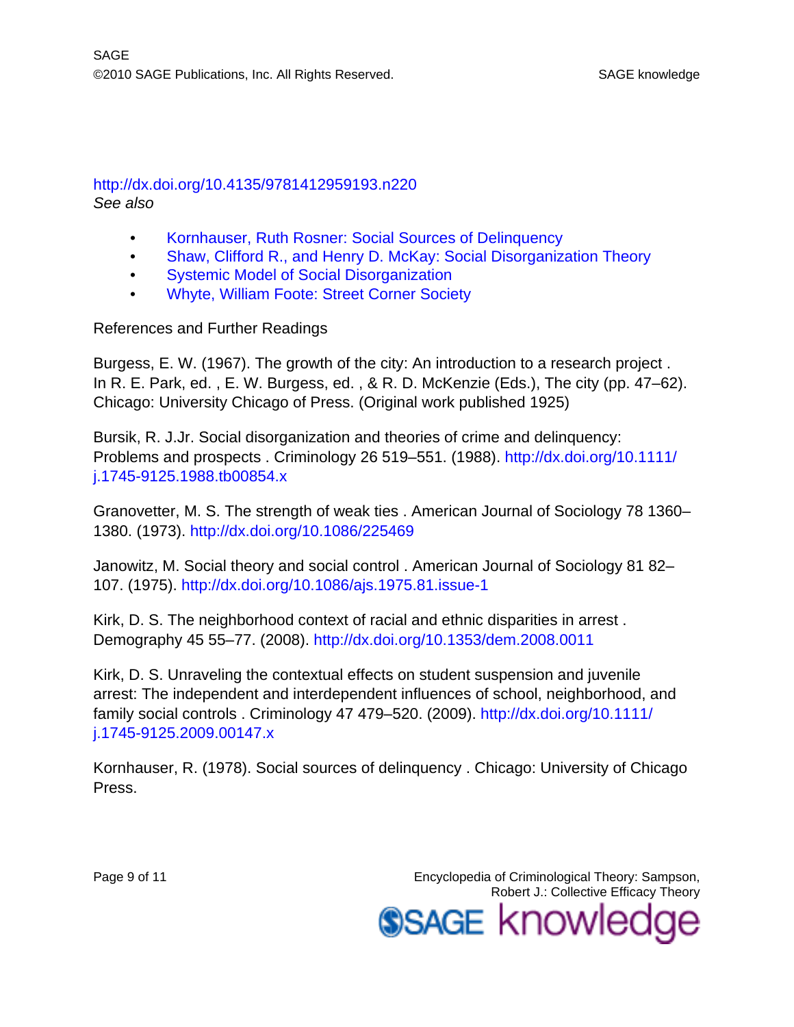http://dx.doi.org/10.4135/9781412959193.n220

*See also*

- Kornhauser, Ruth Rosner: Social Sources of Delinquency
- Shaw, Clifford R., and Henry D. McKay: Social Disorganization Theory
- Systemic Model of Social Disorganization
- Whyte, William Foote: Street Corner Society

References and Further Readings

Burgess, E. W. (1967). The growth of the city: An introduction to a research project . In R. E. Park, ed. , E. W. Burgess, ed. , & R. D. McKenzie (Eds.), The city (pp. 47–62). Chicago: University Chicago of Press. (Original work published 1925)

Bursik, R. J.Jr. Social disorganization and theories of crime and delinquency: Problems and prospects . Criminology 26 519–551. (1988). http://dx.doi.org/10.1111/j.1745-9125.1988.tb00854.x

Granovetter, M. S. The strength of weak ties . American Journal of Sociology 78 1360–1380. (1973). http://dx.doi.org/10.1086/225469

Janowitz, M. Social theory and social control . American Journal of Sociology 81 82–107. (1975). http://dx.doi.org/10.1086/ajs.1975.81.issue-1

Kirk, D. S. The neighborhood context of racial and ethnic disparities in arrest . Demography 45 55–77. (2008). http://dx.doi.org/10.1353/dem.2008.0011

Kirk, D. S. Unraveling the contextual effects on student suspension and juvenile arrest: The independent and interdependent influences of school, neighborhood, and family social controls . Criminology 47 479–520. (2009). http://dx.doi.org/10.1111/j.1745-9125.2009.00147.x

Kornhauser, R. (1978). Social sources of delinquency . Chicago: University of Chicago Press.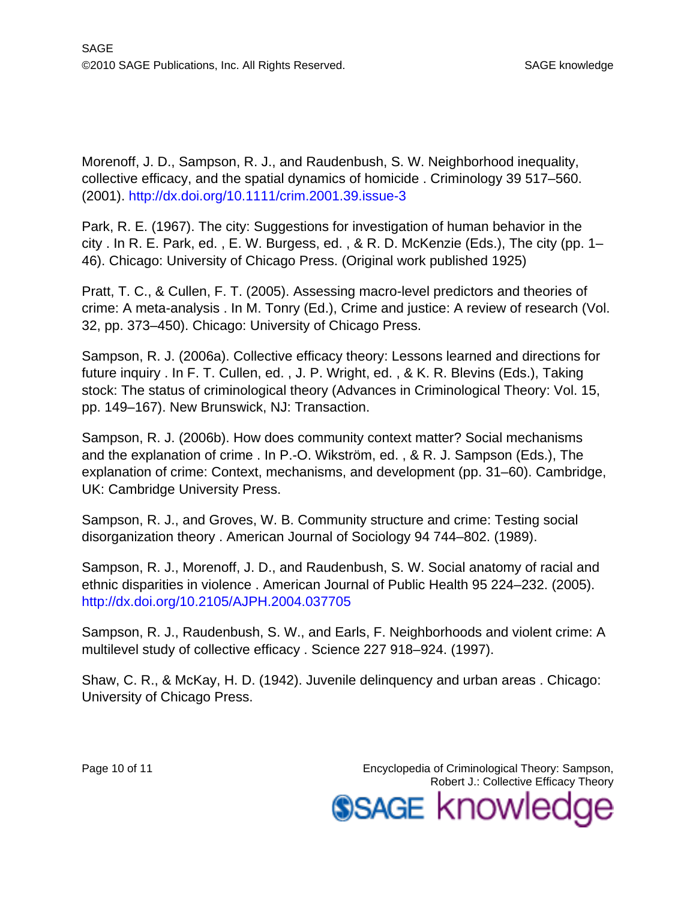Morenoff, J. D., Sampson, R. J., and Raudenbush, S. W. Neighborhood inequality, collective efficacy, and the spatial dynamics of homicide . Criminology 39 517–560. (2001). http://dx.doi.org/10.1111/crim.2001.39.issue-3

Park, R. E. (1967). The city: Suggestions for investigation of human behavior in the city . In R. E. Park, ed. , E. W. Burgess, ed. , & R. D. McKenzie (Eds.), The city (pp. 1–46). Chicago: University of Chicago Press. (Original work published 1925)

Pratt, T. C., & Cullen, F. T. (2005). Assessing macro-level predictors and theories of crime: A meta-analysis . In M. Tonry (Ed.), Crime and justice: A review of research (Vol. 32, pp. 373–450). Chicago: University of Chicago Press.

Sampson, R. J. (2006a). Collective efficacy theory: Lessons learned and directions for future inquiry . In F. T. Cullen, ed. , J. P. Wright, ed. , & K. R. Blevins (Eds.), Taking stock: The status of criminological theory (Advances in Criminological Theory: Vol. 15, pp. 149–167). New Brunswick, NJ: Transaction.

Sampson, R. J. (2006b). How does community context matter? Social mechanisms and the explanation of crime . In P.-O. Wikström, ed. , & R. J. Sampson (Eds.), The explanation of crime: Context, mechanisms, and development (pp. 31–60). Cambridge, UK: Cambridge University Press.

Sampson, R. J., and Groves, W. B. Community structure and crime: Testing social disorganization theory . American Journal of Sociology 94 744–802. (1989).

Sampson, R. J., Morenoff, J. D., and Raudenbush, S. W. Social anatomy of racial and ethnic disparities in violence . American Journal of Public Health 95 224–232. (2005). http://dx.doi.org/10.2105/AJPH.2004.037705

Sampson, R. J., Raudenbush, S. W., and Earls, F. Neighborhoods and violent crime: A multilevel study of collective efficacy . Science 227 918–924. (1997).

Shaw, C. R., & McKay, H. D. (1942). Juvenile delinquency and urban areas . Chicago: University of Chicago Press.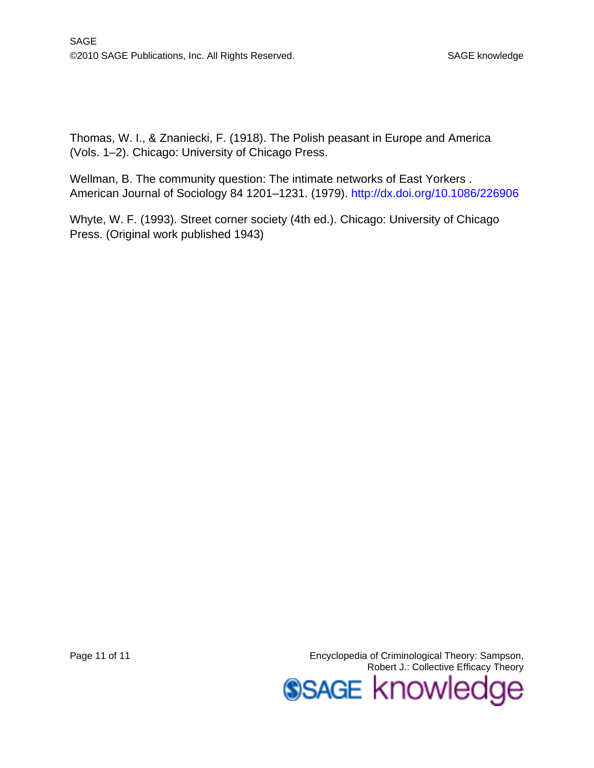Thomas, W. I., & Znaniecki, F. (1918). The Polish peasant in Europe and America (Vols. 1–2). Chicago: University of Chicago Press.

Wellman, B. The community question: The intimate networks of East Yorkers . American Journal of Sociology 84 1201–1231. (1979). http://dx.doi.org/10.1086/226906

Whyte, W. F. (1993). Street corner society (4th ed.). Chicago: University of Chicago Press. (Original work published 1943)